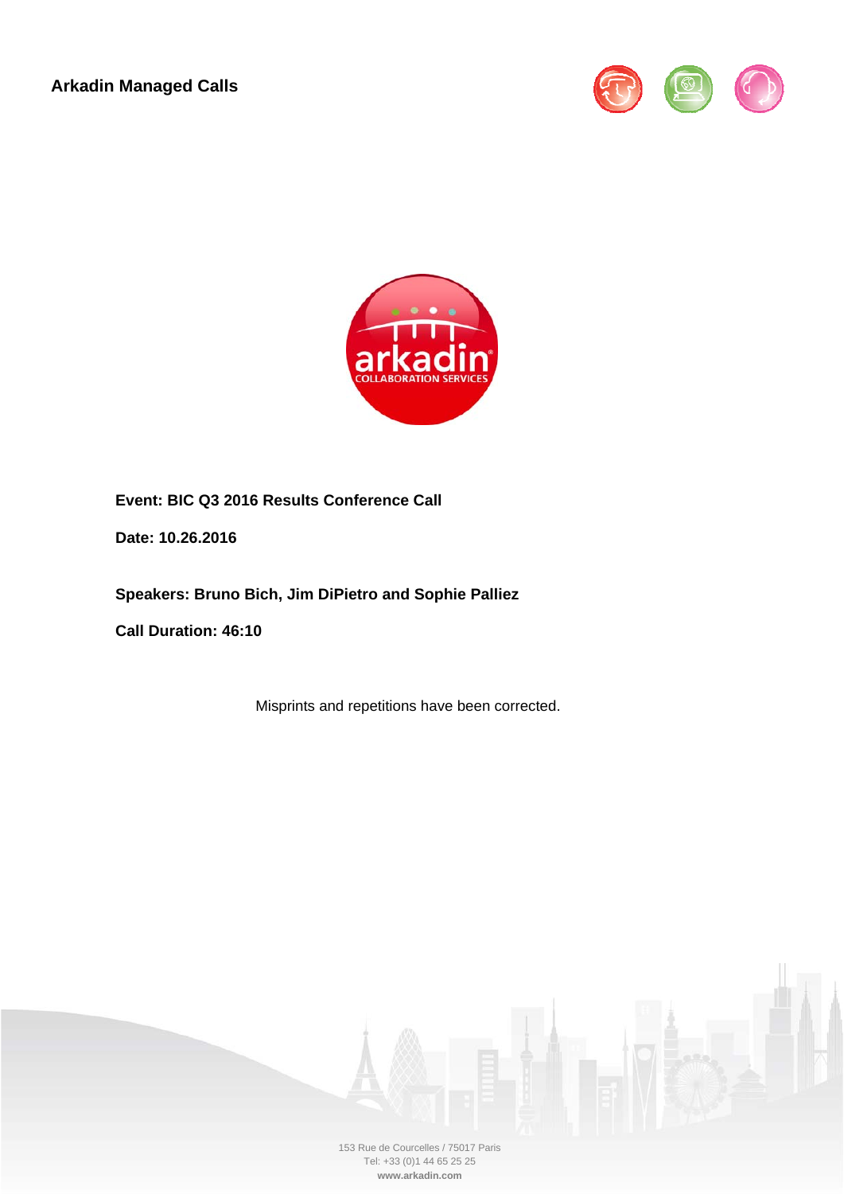**Arkadin Managed Calls**

**Event: BIC Q3 2016 Results Conference Call**

**Date: 10.26.2016**

**Speakers: Bruno Bich, Jim DiPietro and Sophie Palliez**

**Call Duration: 46:10**

Misprints and repetitions have been corrected.

153 Rue de Courcelles / 75017 Paris
Tel: +33 (0)1 44 65 25 25
**www.arkadin.com**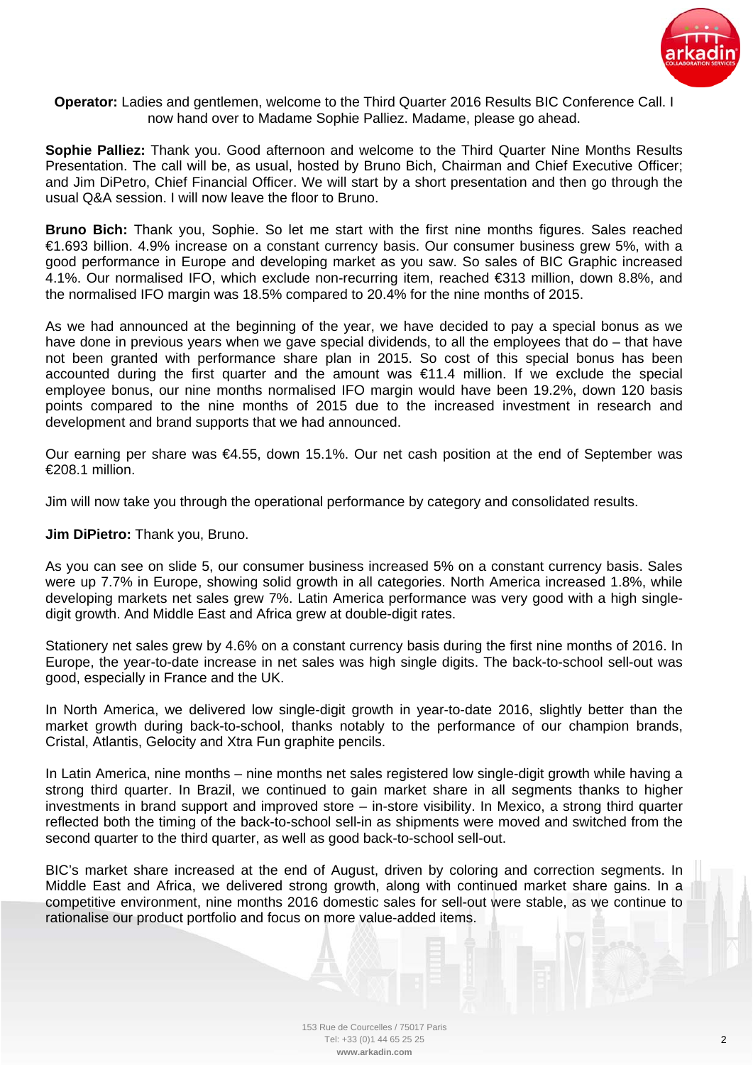**Operator:** Ladies and gentlemen, welcome to the Third Quarter 2016 Results BIC Conference Call. I now hand over to Madame Sophie Palliez. Madame, please go ahead.

**Sophie Palliez:** Thank you. Good afternoon and welcome to the Third Quarter Nine Months Results Presentation. The call will be, as usual, hosted by Bruno Bich, Chairman and Chief Executive Officer; and Jim DiPetro, Chief Financial Officer. We will start by a short presentation and then go through the usual Q&A session. I will now leave the floor to Bruno.

**Bruno Bich:** Thank you, Sophie. So let me start with the first nine months figures. Sales reached €1.693 billion. 4.9% increase on a constant currency basis. Our consumer business grew 5%, with a good performance in Europe and developing market as you saw. So sales of BIC Graphic increased 4.1%. Our normalised IFO, which exclude non-recurring item, reached €313 million, down 8.8%, and the normalised IFO margin was 18.5% compared to 20.4% for the nine months of 2015.

As we had announced at the beginning of the year, we have decided to pay a special bonus as we have done in previous years when we gave special dividends, to all the employees that do – that have not been granted with performance share plan in 2015. So cost of this special bonus has been accounted during the first quarter and the amount was €11.4 million. If we exclude the special employee bonus, our nine months normalised IFO margin would have been 19.2%, down 120 basis points compared to the nine months of 2015 due to the increased investment in research and development and brand supports that we had announced.

Our earning per share was €4.55, down 15.1%. Our net cash position at the end of September was €208.1 million.

Jim will now take you through the operational performance by category and consolidated results.

**Jim DiPietro:** Thank you, Bruno.

As you can see on slide 5, our consumer business increased 5% on a constant currency basis. Sales were up 7.7% in Europe, showing solid growth in all categories. North America increased 1.8%, while developing markets net sales grew 7%. Latin America performance was very good with a high single-digit growth. And Middle East and Africa grew at double-digit rates.

Stationery net sales grew by 4.6% on a constant currency basis during the first nine months of 2016. In Europe, the year-to-date increase in net sales was high single digits. The back-to-school sell-out was good, especially in France and the UK.

In North America, we delivered low single-digit growth in year-to-date 2016, slightly better than the market growth during back-to-school, thanks notably to the performance of our champion brands, Cristal, Atlantis, Gelocity and Xtra Fun graphite pencils.

In Latin America, nine months – nine months net sales registered low single-digit growth while having a strong third quarter. In Brazil, we continued to gain market share in all segments thanks to higher investments in brand support and improved store – in-store visibility. In Mexico, a strong third quarter reflected both the timing of the back-to-school sell-in as shipments were moved and switched from the second quarter to the third quarter, as well as good back-to-school sell-out.

BIC's market share increased at the end of August, driven by coloring and correction segments. In Middle East and Africa, we delivered strong growth, along with continued market share gains. In a competitive environment, nine months 2016 domestic sales for sell-out were stable, as we continue to rationalise our product portfolio and focus on more value-added items.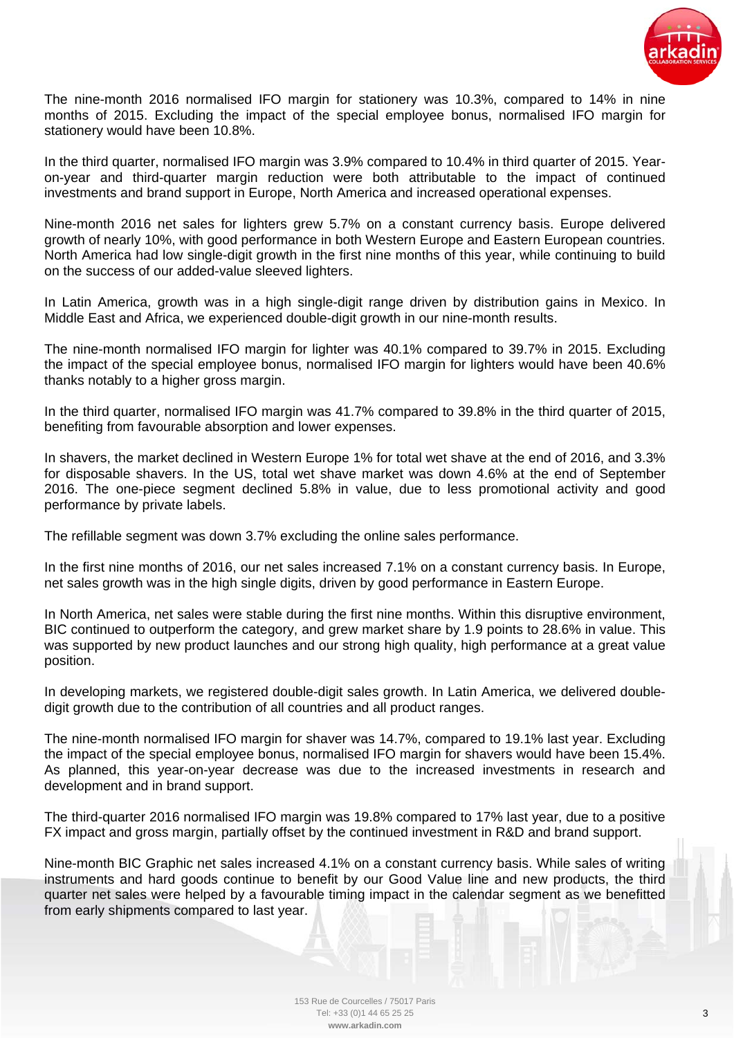The nine-month 2016 normalised IFO margin for stationery was 10.3%, compared to 14% in nine months of 2015. Excluding the impact of the special employee bonus, normalised IFO margin for stationery would have been 10.8%.

In the third quarter, normalised IFO margin was 3.9% compared to 10.4% in third quarter of 2015. Year-on-year and third-quarter margin reduction were both attributable to the impact of continued investments and brand support in Europe, North America and increased operational expenses.

Nine-month 2016 net sales for lighters grew 5.7% on a constant currency basis. Europe delivered growth of nearly 10%, with good performance in both Western Europe and Eastern European countries. North America had low single-digit growth in the first nine months of this year, while continuing to build on the success of our added-value sleeved lighters.

In Latin America, growth was in a high single-digit range driven by distribution gains in Mexico. In Middle East and Africa, we experienced double-digit growth in our nine-month results.

The nine-month normalised IFO margin for lighter was 40.1% compared to 39.7% in 2015. Excluding the impact of the special employee bonus, normalised IFO margin for lighters would have been 40.6% thanks notably to a higher gross margin.

In the third quarter, normalised IFO margin was 41.7% compared to 39.8% in the third quarter of 2015, benefiting from favourable absorption and lower expenses.

In shavers, the market declined in Western Europe 1% for total wet shave at the end of 2016, and 3.3% for disposable shavers. In the US, total wet shave market was down 4.6% at the end of September 2016. The one-piece segment declined 5.8% in value, due to less promotional activity and good performance by private labels.

The refillable segment was down 3.7% excluding the online sales performance.

In the first nine months of 2016, our net sales increased 7.1% on a constant currency basis. In Europe, net sales growth was in the high single digits, driven by good performance in Eastern Europe.

In North America, net sales were stable during the first nine months. Within this disruptive environment, BIC continued to outperform the category, and grew market share by 1.9 points to 28.6% in value. This was supported by new product launches and our strong high quality, high performance at a great value position.

In developing markets, we registered double-digit sales growth. In Latin America, we delivered double-digit growth due to the contribution of all countries and all product ranges.

The nine-month normalised IFO margin for shaver was 14.7%, compared to 19.1% last year. Excluding the impact of the special employee bonus, normalised IFO margin for shavers would have been 15.4%. As planned, this year-on-year decrease was due to the increased investments in research and development and in brand support.

The third-quarter 2016 normalised IFO margin was 19.8% compared to 17% last year, due to a positive FX impact and gross margin, partially offset by the continued investment in R&D and brand support.

Nine-month BIC Graphic net sales increased 4.1% on a constant currency basis. While sales of writing instruments and hard goods continue to benefit by our Good Value line and new products, the third quarter net sales were helped by a favourable timing impact in the calendar segment as we benefitted from early shipments compared to last year.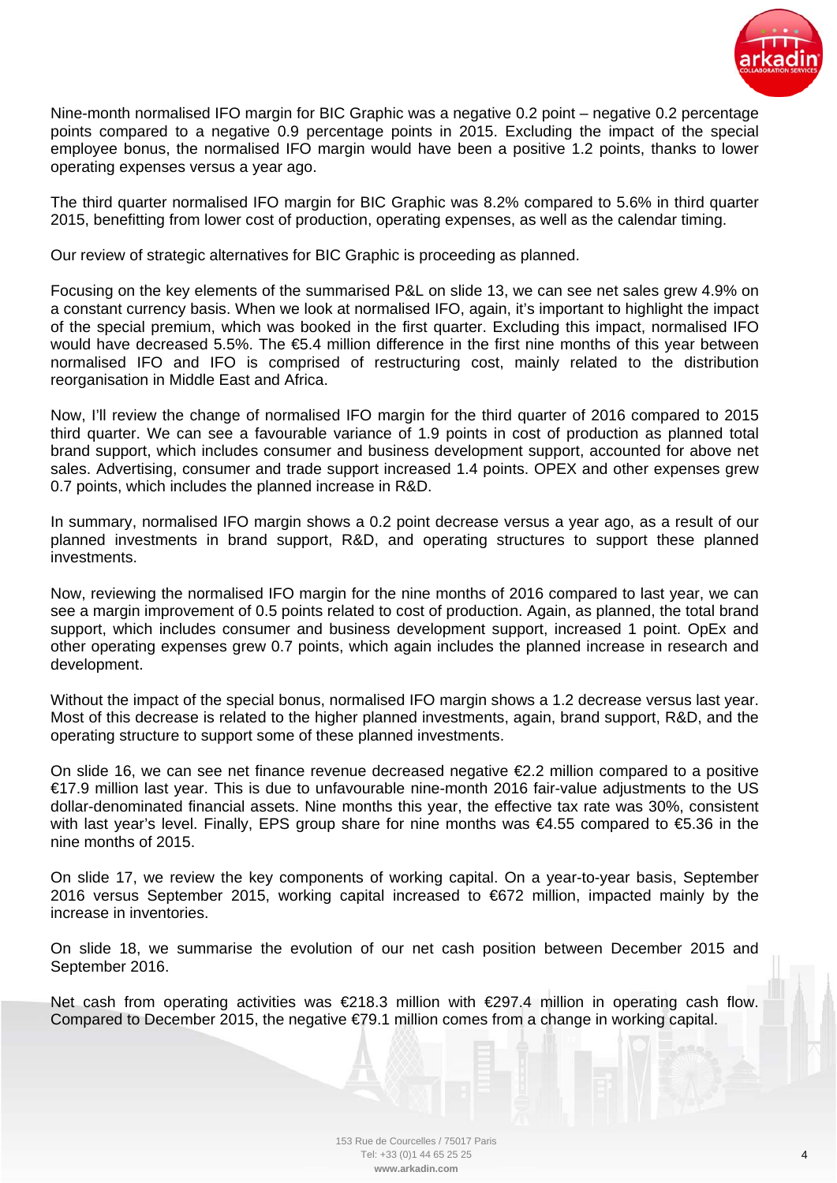Nine-month normalised IFO margin for BIC Graphic was a negative 0.2 point – negative 0.2 percentage points compared to a negative 0.9 percentage points in 2015. Excluding the impact of the special employee bonus, the normalised IFO margin would have been a positive 1.2 points, thanks to lower operating expenses versus a year ago.

The third quarter normalised IFO margin for BIC Graphic was 8.2% compared to 5.6% in third quarter 2015, benefitting from lower cost of production, operating expenses, as well as the calendar timing.

Our review of strategic alternatives for BIC Graphic is proceeding as planned.

Focusing on the key elements of the summarised P&L on slide 13, we can see net sales grew 4.9% on a constant currency basis. When we look at normalised IFO, again, it's important to highlight the impact of the special premium, which was booked in the first quarter. Excluding this impact, normalised IFO would have decreased 5.5%. The €5.4 million difference in the first nine months of this year between normalised IFO and IFO is comprised of restructuring cost, mainly related to the distribution reorganisation in Middle East and Africa.

Now, I'll review the change of normalised IFO margin for the third quarter of 2016 compared to 2015 third quarter. We can see a favourable variance of 1.9 points in cost of production as planned total brand support, which includes consumer and business development support, accounted for above net sales. Advertising, consumer and trade support increased 1.4 points. OPEX and other expenses grew 0.7 points, which includes the planned increase in R&D.

In summary, normalised IFO margin shows a 0.2 point decrease versus a year ago, as a result of our planned investments in brand support, R&D, and operating structures to support these planned investments.

Now, reviewing the normalised IFO margin for the nine months of 2016 compared to last year, we can see a margin improvement of 0.5 points related to cost of production. Again, as planned, the total brand support, which includes consumer and business development support, increased 1 point. OpEx and other operating expenses grew 0.7 points, which again includes the planned increase in research and development.

Without the impact of the special bonus, normalised IFO margin shows a 1.2 decrease versus last year. Most of this decrease is related to the higher planned investments, again, brand support, R&D, and the operating structure to support some of these planned investments.

On slide 16, we can see net finance revenue decreased negative €2.2 million compared to a positive €17.9 million last year. This is due to unfavourable nine-month 2016 fair-value adjustments to the US dollar-denominated financial assets. Nine months this year, the effective tax rate was 30%, consistent with last year's level. Finally, EPS group share for nine months was €4.55 compared to €5.36 in the nine months of 2015.

On slide 17, we review the key components of working capital. On a year-to-year basis, September 2016 versus September 2015, working capital increased to €672 million, impacted mainly by the increase in inventories.

On slide 18, we summarise the evolution of our net cash position between December 2015 and September 2016.

Net cash from operating activities was €218.3 million with €297.4 million in operating cash flow. Compared to December 2015, the negative €79.1 million comes from a change in working capital.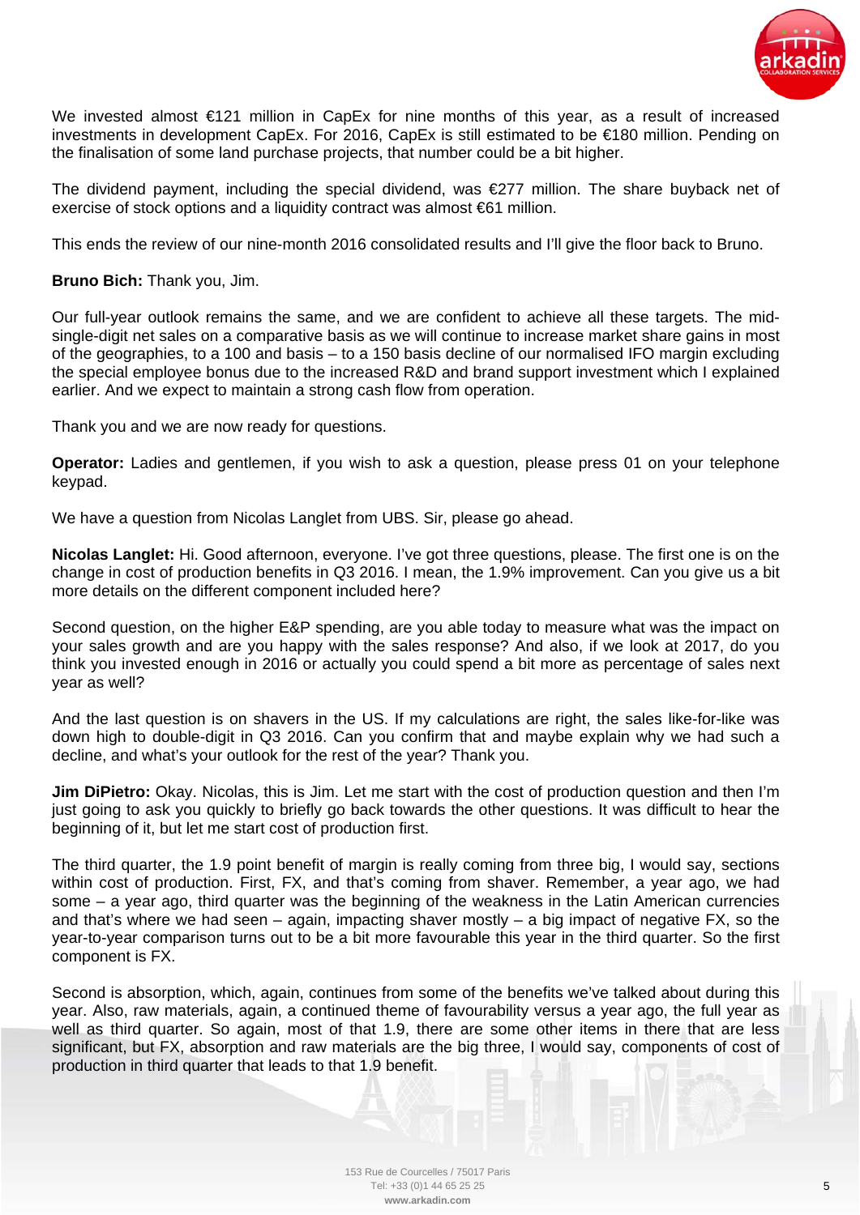We invested almost €121 million in CapEx for nine months of this year, as a result of increased investments in development CapEx. For 2016, CapEx is still estimated to be €180 million. Pending on the finalisation of some land purchase projects, that number could be a bit higher.

The dividend payment, including the special dividend, was €277 million. The share buyback net of exercise of stock options and a liquidity contract was almost €61 million.

This ends the review of our nine-month 2016 consolidated results and I'll give the floor back to Bruno.

**Bruno Bich:** Thank you, Jim.

Our full-year outlook remains the same, and we are confident to achieve all these targets. The mid-single-digit net sales on a comparative basis as we will continue to increase market share gains in most of the geographies, to a 100 and basis – to a 150 basis decline of our normalised IFO margin excluding the special employee bonus due to the increased R&D and brand support investment which I explained earlier. And we expect to maintain a strong cash flow from operation.

Thank you and we are now ready for questions.

**Operator:** Ladies and gentlemen, if you wish to ask a question, please press 01 on your telephone keypad.

We have a question from Nicolas Langlet from UBS. Sir, please go ahead.

**Nicolas Langlet:** Hi. Good afternoon, everyone. I've got three questions, please. The first one is on the change in cost of production benefits in Q3 2016. I mean, the 1.9% improvement. Can you give us a bit more details on the different component included here?

Second question, on the higher E&P spending, are you able today to measure what was the impact on your sales growth and are you happy with the sales response? And also, if we look at 2017, do you think you invested enough in 2016 or actually you could spend a bit more as percentage of sales next year as well?

And the last question is on shavers in the US. If my calculations are right, the sales like-for-like was down high to double-digit in Q3 2016. Can you confirm that and maybe explain why we had such a decline, and what's your outlook for the rest of the year? Thank you.

**Jim DiPietro:** Okay. Nicolas, this is Jim. Let me start with the cost of production question and then I'm just going to ask you quickly to briefly go back towards the other questions. It was difficult to hear the beginning of it, but let me start cost of production first.

The third quarter, the 1.9 point benefit of margin is really coming from three big, I would say, sections within cost of production. First, FX, and that's coming from shaver. Remember, a year ago, we had some – a year ago, third quarter was the beginning of the weakness in the Latin American currencies and that's where we had seen – again, impacting shaver mostly – a big impact of negative FX, so the year-to-year comparison turns out to be a bit more favourable this year in the third quarter. So the first component is FX.

Second is absorption, which, again, continues from some of the benefits we've talked about during this year. Also, raw materials, again, a continued theme of favourability versus a year ago, the full year as well as third quarter. So again, most of that 1.9, there are some other items in there that are less significant, but FX, absorption and raw materials are the big three, I would say, components of cost of production in third quarter that leads to that 1.9 benefit.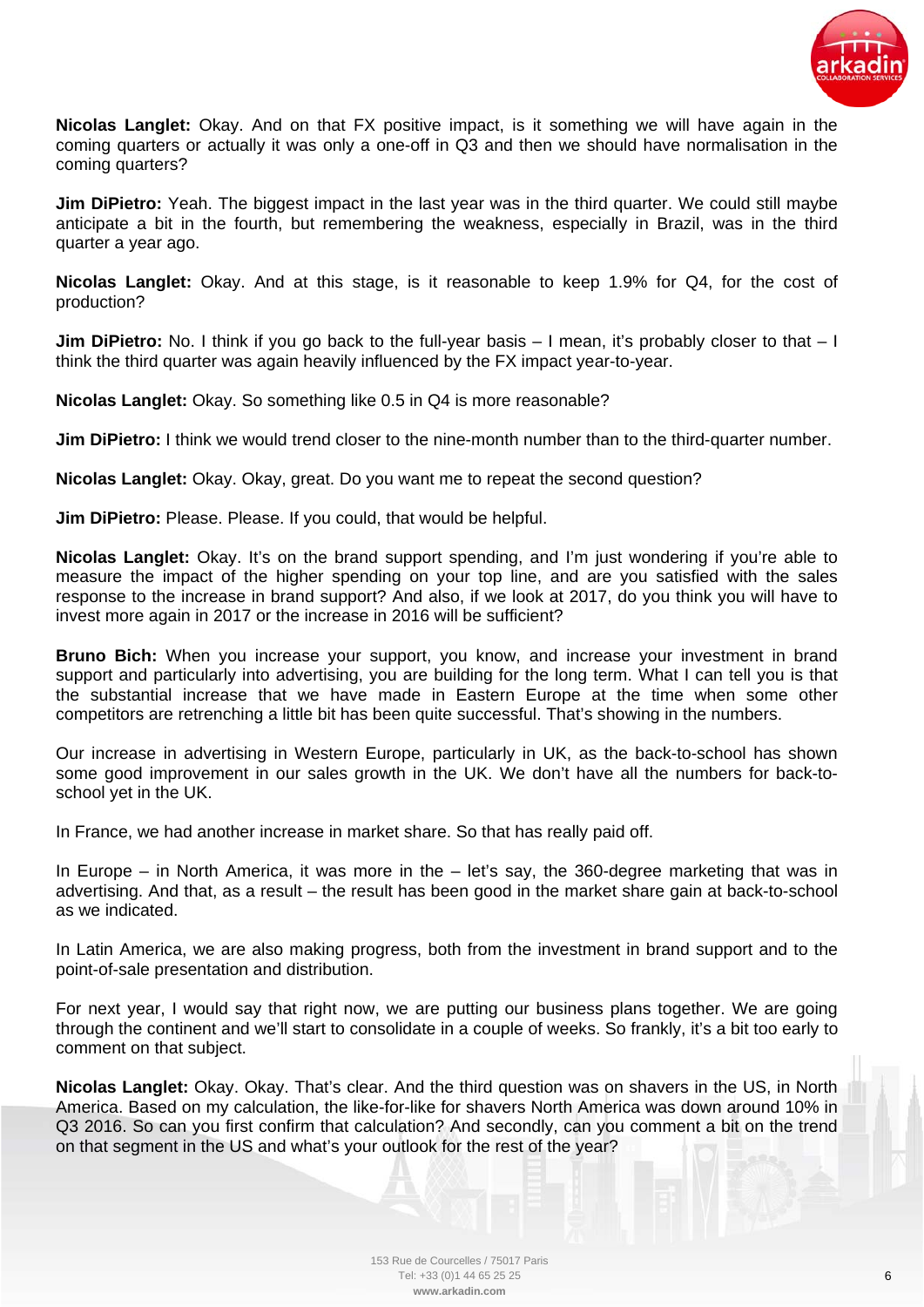**Nicolas Langlet:** Okay. And on that FX positive impact, is it something we will have again in the coming quarters or actually it was only a one-off in Q3 and then we should have normalisation in the coming quarters?

**Jim DiPietro:** Yeah. The biggest impact in the last year was in the third quarter. We could still maybe anticipate a bit in the fourth, but remembering the weakness, especially in Brazil, was in the third quarter a year ago.

**Nicolas Langlet:** Okay. And at this stage, is it reasonable to keep 1.9% for Q4, for the cost of production?

**Jim DiPietro:** No. I think if you go back to the full-year basis – I mean, it's probably closer to that – I think the third quarter was again heavily influenced by the FX impact year-to-year.

**Nicolas Langlet:** Okay. So something like 0.5 in Q4 is more reasonable?

**Jim DiPietro:** I think we would trend closer to the nine-month number than to the third-quarter number.

**Nicolas Langlet:** Okay. Okay, great. Do you want me to repeat the second question?

**Jim DiPietro:** Please. Please. If you could, that would be helpful.

**Nicolas Langlet:** Okay. It's on the brand support spending, and I'm just wondering if you're able to measure the impact of the higher spending on your top line, and are you satisfied with the sales response to the increase in brand support? And also, if we look at 2017, do you think you will have to invest more again in 2017 or the increase in 2016 will be sufficient?

**Bruno Bich:** When you increase your support, you know, and increase your investment in brand support and particularly into advertising, you are building for the long term. What I can tell you is that the substantial increase that we have made in Eastern Europe at the time when some other competitors are retrenching a little bit has been quite successful. That's showing in the numbers.

Our increase in advertising in Western Europe, particularly in UK, as the back-to-school has shown some good improvement in our sales growth in the UK. We don't have all the numbers for back-to-school yet in the UK.

In France, we had another increase in market share. So that has really paid off.

In Europe – in North America, it was more in the – let's say, the 360-degree marketing that was in advertising. And that, as a result – the result has been good in the market share gain at back-to-school as we indicated.

In Latin America, we are also making progress, both from the investment in brand support and to the point-of-sale presentation and distribution.

For next year, I would say that right now, we are putting our business plans together. We are going through the continent and we'll start to consolidate in a couple of weeks. So frankly, it's a bit too early to comment on that subject.

**Nicolas Langlet:** Okay. Okay. That's clear. And the third question was on shavers in the US, in North America. Based on my calculation, the like-for-like for shavers North America was down around 10% in Q3 2016. So can you first confirm that calculation? And secondly, can you comment a bit on the trend on that segment in the US and what's your outlook for the rest of the year?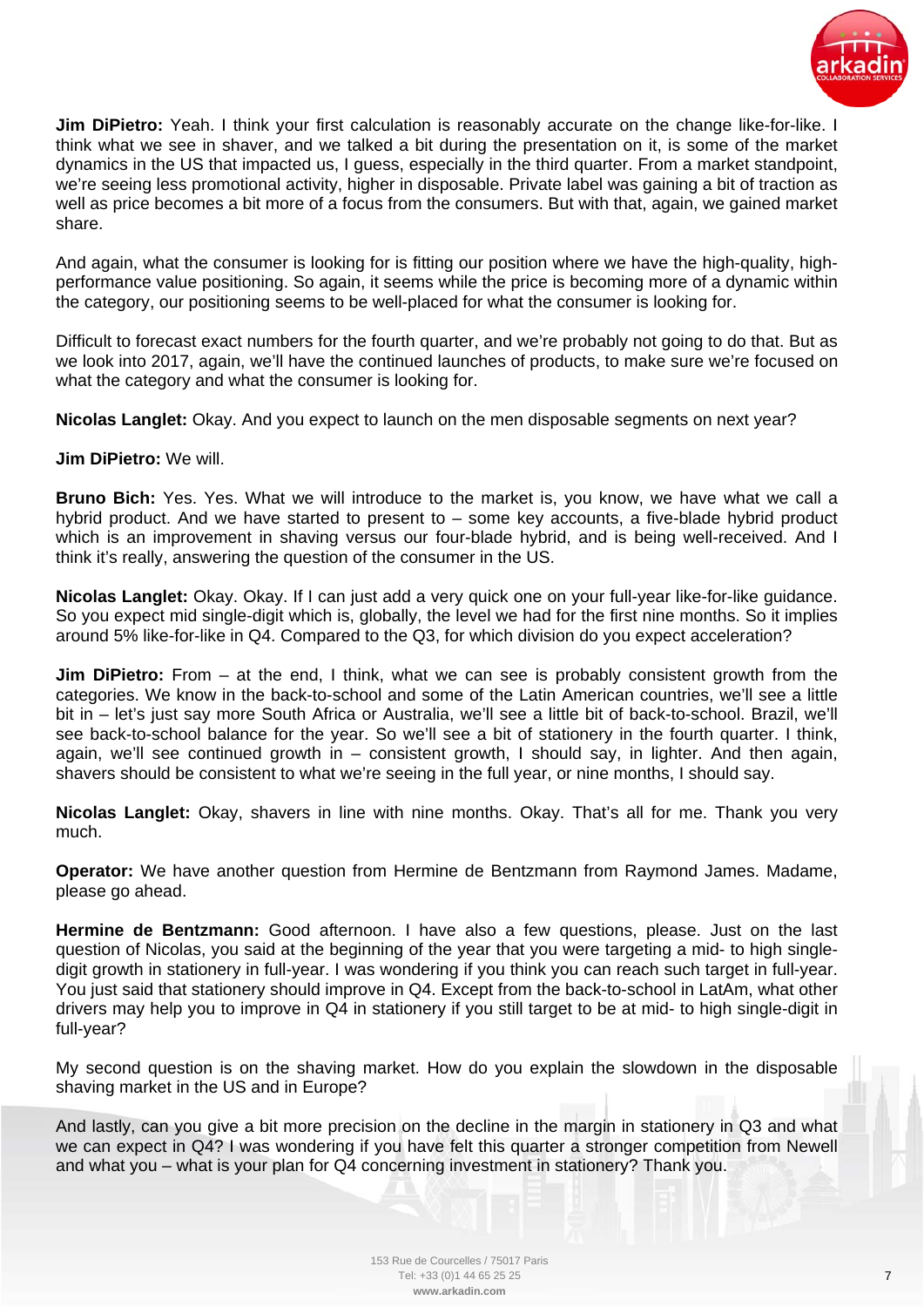**Jim DiPietro:** Yeah. I think your first calculation is reasonably accurate on the change like-for-like. I think what we see in shaver, and we talked a bit during the presentation on it, is some of the market dynamics in the US that impacted us, I guess, especially in the third quarter. From a market standpoint, we're seeing less promotional activity, higher in disposable. Private label was gaining a bit of traction as well as price becomes a bit more of a focus from the consumers. But with that, again, we gained market share.

And again, what the consumer is looking for is fitting our position where we have the high-quality, high-performance value positioning. So again, it seems while the price is becoming more of a dynamic within the category, our positioning seems to be well-placed for what the consumer is looking for.

Difficult to forecast exact numbers for the fourth quarter, and we're probably not going to do that. But as we look into 2017, again, we'll have the continued launches of products, to make sure we're focused on what the category and what the consumer is looking for.

**Nicolas Langlet:** Okay. And you expect to launch on the men disposable segments on next year?

**Jim DiPietro:** We will.

**Bruno Bich:** Yes. Yes. What we will introduce to the market is, you know, we have what we call a hybrid product. And we have started to present to – some key accounts, a five-blade hybrid product which is an improvement in shaving versus our four-blade hybrid, and is being well-received. And I think it's really, answering the question of the consumer in the US.

**Nicolas Langlet:** Okay. Okay. If I can just add a very quick one on your full-year like-for-like guidance. So you expect mid single-digit which is, globally, the level we had for the first nine months. So it implies around 5% like-for-like in Q4. Compared to the Q3, for which division do you expect acceleration?

**Jim DiPietro:** From – at the end, I think, what we can see is probably consistent growth from the categories. We know in the back-to-school and some of the Latin American countries, we'll see a little bit in – let's just say more South Africa or Australia, we'll see a little bit of back-to-school. Brazil, we'll see back-to-school balance for the year. So we'll see a bit of stationery in the fourth quarter. I think, again, we'll see continued growth in – consistent growth, I should say, in lighter. And then again, shavers should be consistent to what we're seeing in the full year, or nine months, I should say.

**Nicolas Langlet:** Okay, shavers in line with nine months. Okay. That's all for me. Thank you very much.

**Operator:** We have another question from Hermine de Bentzmann from Raymond James. Madame, please go ahead.

**Hermine de Bentzmann:** Good afternoon. I have also a few questions, please. Just on the last question of Nicolas, you said at the beginning of the year that you were targeting a mid- to high single-digit growth in stationery in full-year. I was wondering if you think you can reach such target in full-year. You just said that stationery should improve in Q4. Except from the back-to-school in LatAm, what other drivers may help you to improve in Q4 in stationery if you still target to be at mid- to high single-digit in full-year?

My second question is on the shaving market. How do you explain the slowdown in the disposable shaving market in the US and in Europe?

And lastly, can you give a bit more precision on the decline in the margin in stationery in Q3 and what we can expect in Q4? I was wondering if you have felt this quarter a stronger competition from Newell and what you – what is your plan for Q4 concerning investment in stationery? Thank you.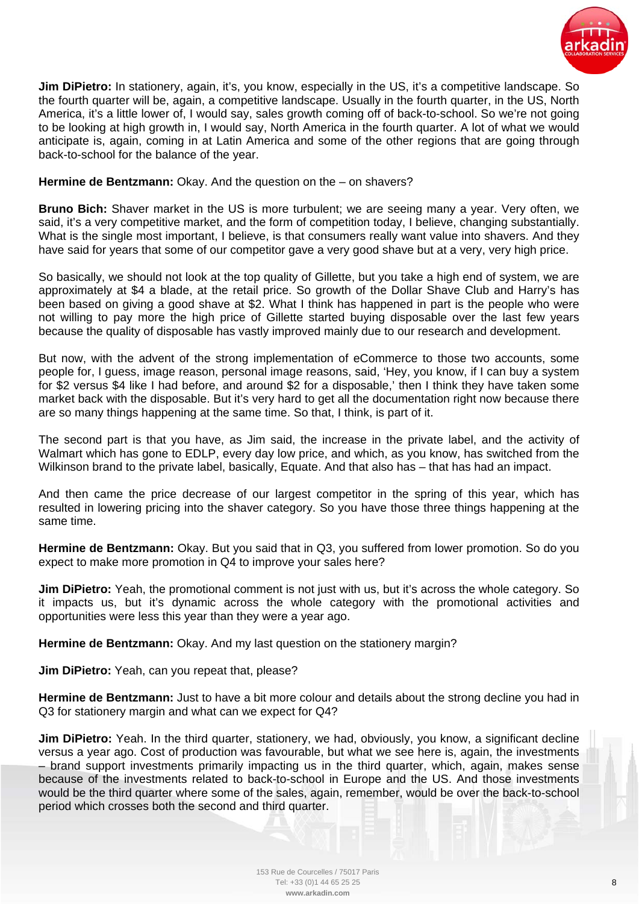**Jim DiPietro:** In stationery, again, it's, you know, especially in the US, it's a competitive landscape. So the fourth quarter will be, again, a competitive landscape. Usually in the fourth quarter, in the US, North America, it's a little lower of, I would say, sales growth coming off of back-to-school. So we're not going to be looking at high growth in, I would say, North America in the fourth quarter. A lot of what we would anticipate is, again, coming in at Latin America and some of the other regions that are going through back-to-school for the balance of the year.

**Hermine de Bentzmann:** Okay. And the question on the – on shavers?

**Bruno Bich:** Shaver market in the US is more turbulent; we are seeing many a year. Very often, we said, it's a very competitive market, and the form of competition today, I believe, changing substantially. What is the single most important, I believe, is that consumers really want value into shavers. And they have said for years that some of our competitor gave a very good shave but at a very, very high price.

So basically, we should not look at the top quality of Gillette, but you take a high end of system, we are approximately at $4 a blade, at the retail price. So growth of the Dollar Shave Club and Harry's has been based on giving a good shave at $2. What I think has happened in part is the people who were not willing to pay more the high price of Gillette started buying disposable over the last few years because the quality of disposable has vastly improved mainly due to our research and development.

But now, with the advent of the strong implementation of eCommerce to those two accounts, some people for, I guess, image reason, personal image reasons, said, 'Hey, you know, if I can buy a system for $2 versus $4 like I had before, and around $2 for a disposable,' then I think they have taken some market back with the disposable. But it's very hard to get all the documentation right now because there are so many things happening at the same time. So that, I think, is part of it.

The second part is that you have, as Jim said, the increase in the private label, and the activity of Walmart which has gone to EDLP, every day low price, and which, as you know, has switched from the Wilkinson brand to the private label, basically, Equate. And that also has – that has had an impact.

And then came the price decrease of our largest competitor in the spring of this year, which has resulted in lowering pricing into the shaver category. So you have those three things happening at the same time.

**Hermine de Bentzmann:** Okay. But you said that in Q3, you suffered from lower promotion. So do you expect to make more promotion in Q4 to improve your sales here?

**Jim DiPietro:** Yeah, the promotional comment is not just with us, but it's across the whole category. So it impacts us, but it's dynamic across the whole category with the promotional activities and opportunities were less this year than they were a year ago.

**Hermine de Bentzmann:** Okay. And my last question on the stationery margin?

**Jim DiPietro:** Yeah, can you repeat that, please?

**Hermine de Bentzmann:** Just to have a bit more colour and details about the strong decline you had in Q3 for stationery margin and what can we expect for Q4?

**Jim DiPietro:** Yeah. In the third quarter, stationery, we had, obviously, you know, a significant decline versus a year ago. Cost of production was favourable, but what we see here is, again, the investments – brand support investments primarily impacting us in the third quarter, which, again, makes sense because of the investments related to back-to-school in Europe and the US. And those investments would be the third quarter where some of the sales, again, remember, would be over the back-to-school period which crosses both the second and third quarter.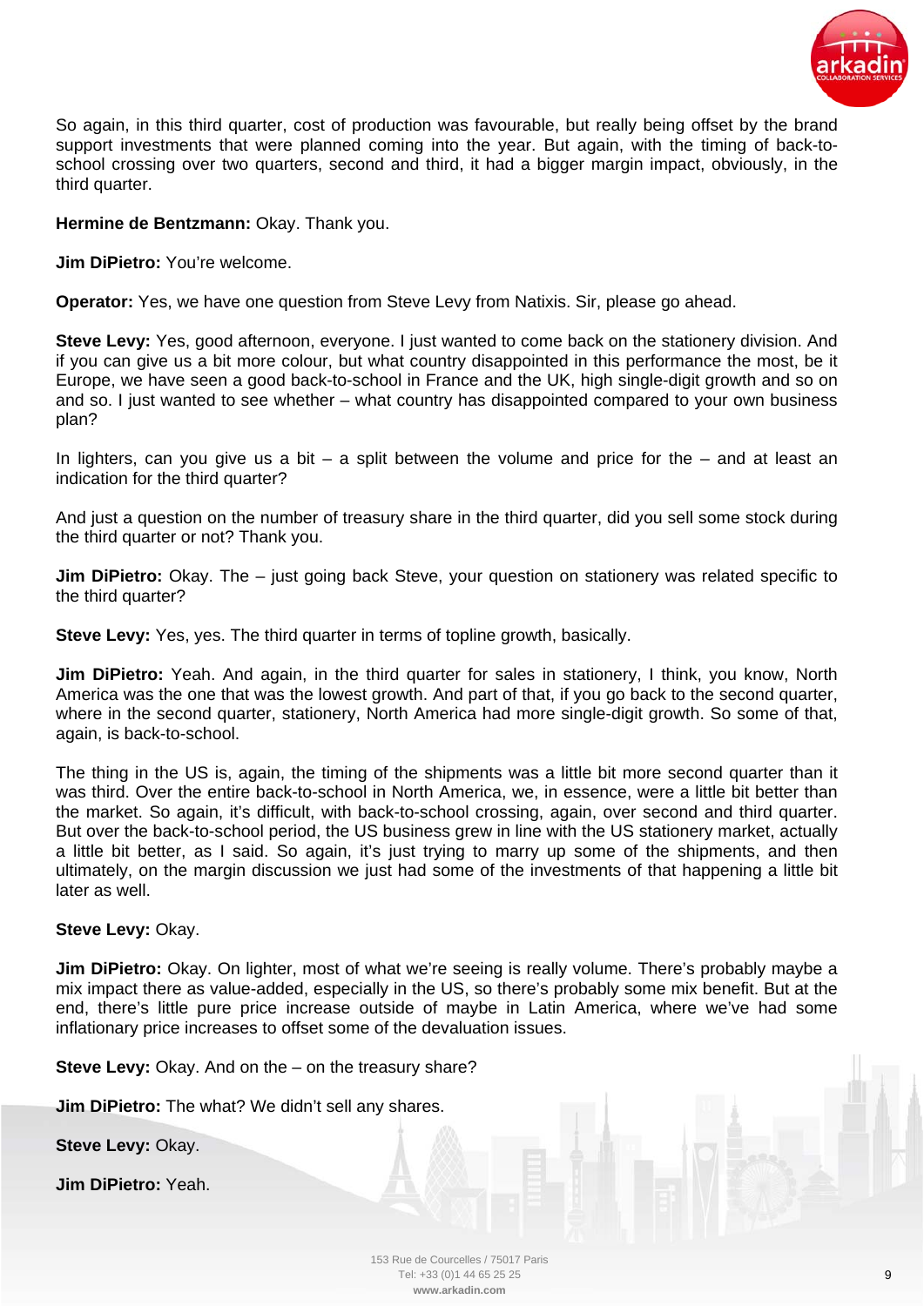So again, in this third quarter, cost of production was favourable, but really being offset by the brand support investments that were planned coming into the year. But again, with the timing of back-to-school crossing over two quarters, second and third, it had a bigger margin impact, obviously, in the third quarter.

**Hermine de Bentzmann:** Okay. Thank you.

**Jim DiPietro:** You're welcome.

**Operator:** Yes, we have one question from Steve Levy from Natixis. Sir, please go ahead.

**Steve Levy:** Yes, good afternoon, everyone. I just wanted to come back on the stationery division. And if you can give us a bit more colour, but what country disappointed in this performance the most, be it Europe, we have seen a good back-to-school in France and the UK, high single-digit growth and so on and so. I just wanted to see whether – what country has disappointed compared to your own business plan?

In lighters, can you give us a bit – a split between the volume and price for the – and at least an indication for the third quarter?

And just a question on the number of treasury share in the third quarter, did you sell some stock during the third quarter or not? Thank you.

**Jim DiPietro:** Okay. The – just going back Steve, your question on stationery was related specific to the third quarter?

**Steve Levy:** Yes, yes. The third quarter in terms of topline growth, basically.

**Jim DiPietro:** Yeah. And again, in the third quarter for sales in stationery, I think, you know, North America was the one that was the lowest growth. And part of that, if you go back to the second quarter, where in the second quarter, stationery, North America had more single-digit growth. So some of that, again, is back-to-school.

The thing in the US is, again, the timing of the shipments was a little bit more second quarter than it was third. Over the entire back-to-school in North America, we, in essence, were a little bit better than the market. So again, it's difficult, with back-to-school crossing, again, over second and third quarter. But over the back-to-school period, the US business grew in line with the US stationery market, actually a little bit better, as I said. So again, it's just trying to marry up some of the shipments, and then ultimately, on the margin discussion we just had some of the investments of that happening a little bit later as well.

**Steve Levy:** Okay.

**Jim DiPietro:** Okay. On lighter, most of what we're seeing is really volume. There's probably maybe a mix impact there as value-added, especially in the US, so there's probably some mix benefit. But at the end, there's little pure price increase outside of maybe in Latin America, where we've had some inflationary price increases to offset some of the devaluation issues.

**Steve Levy:** Okay. And on the – on the treasury share?

**Jim DiPietro:** The what? We didn't sell any shares.

**Steve Levy:** Okay.

**Jim DiPietro:** Yeah.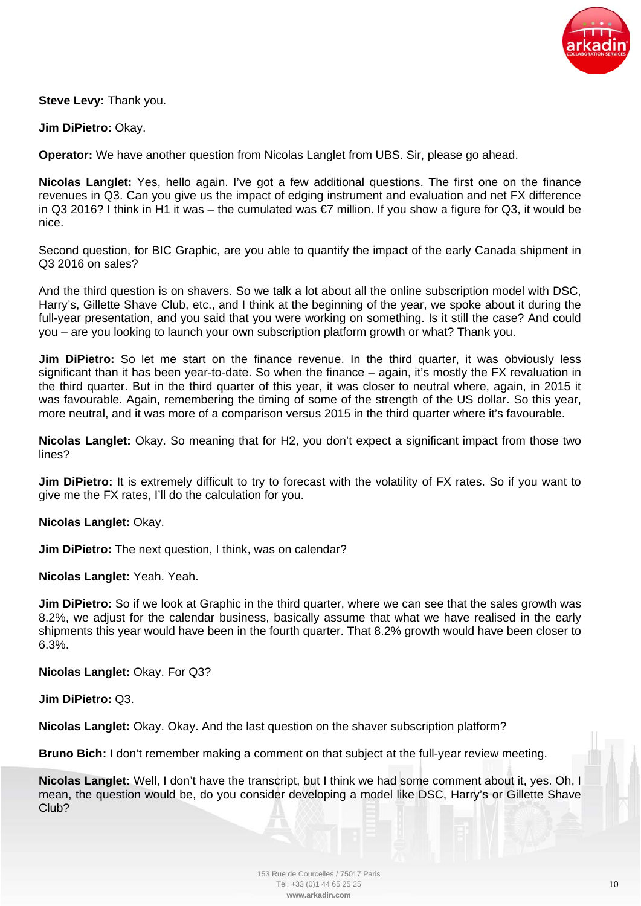**Steve Levy:** Thank you.

**Jim DiPietro:** Okay.

**Operator:** We have another question from Nicolas Langlet from UBS. Sir, please go ahead.

**Nicolas Langlet:** Yes, hello again. I've got a few additional questions. The first one on the finance revenues in Q3. Can you give us the impact of edging instrument and evaluation and net FX difference in Q3 2016? I think in H1 it was – the cumulated was €7 million. If you show a figure for Q3, it would be nice.

Second question, for BIC Graphic, are you able to quantify the impact of the early Canada shipment in Q3 2016 on sales?

And the third question is on shavers. So we talk a lot about all the online subscription model with DSC, Harry's, Gillette Shave Club, etc., and I think at the beginning of the year, we spoke about it during the full-year presentation, and you said that you were working on something. Is it still the case? And could you – are you looking to launch your own subscription platform growth or what? Thank you.

**Jim DiPietro:** So let me start on the finance revenue. In the third quarter, it was obviously less significant than it has been year-to-date. So when the finance – again, it's mostly the FX revaluation in the third quarter. But in the third quarter of this year, it was closer to neutral where, again, in 2015 it was favourable. Again, remembering the timing of some of the strength of the US dollar. So this year, more neutral, and it was more of a comparison versus 2015 in the third quarter where it's favourable.

**Nicolas Langlet:** Okay. So meaning that for H2, you don't expect a significant impact from those two lines?

**Jim DiPietro:** It is extremely difficult to try to forecast with the volatility of FX rates. So if you want to give me the FX rates, I'll do the calculation for you.

**Nicolas Langlet:** Okay.

**Jim DiPietro:** The next question, I think, was on calendar?

**Nicolas Langlet:** Yeah. Yeah.

**Jim DiPietro:** So if we look at Graphic in the third quarter, where we can see that the sales growth was 8.2%, we adjust for the calendar business, basically assume that what we have realised in the early shipments this year would have been in the fourth quarter. That 8.2% growth would have been closer to 6.3%.

**Nicolas Langlet:** Okay. For Q3?

**Jim DiPietro:** Q3.

**Nicolas Langlet:** Okay. Okay. And the last question on the shaver subscription platform?

**Bruno Bich:** I don't remember making a comment on that subject at the full-year review meeting.

**Nicolas Langlet:** Well, I don't have the transcript, but I think we had some comment about it, yes. Oh, I mean, the question would be, do you consider developing a model like DSC, Harry's or Gillette Shave Club?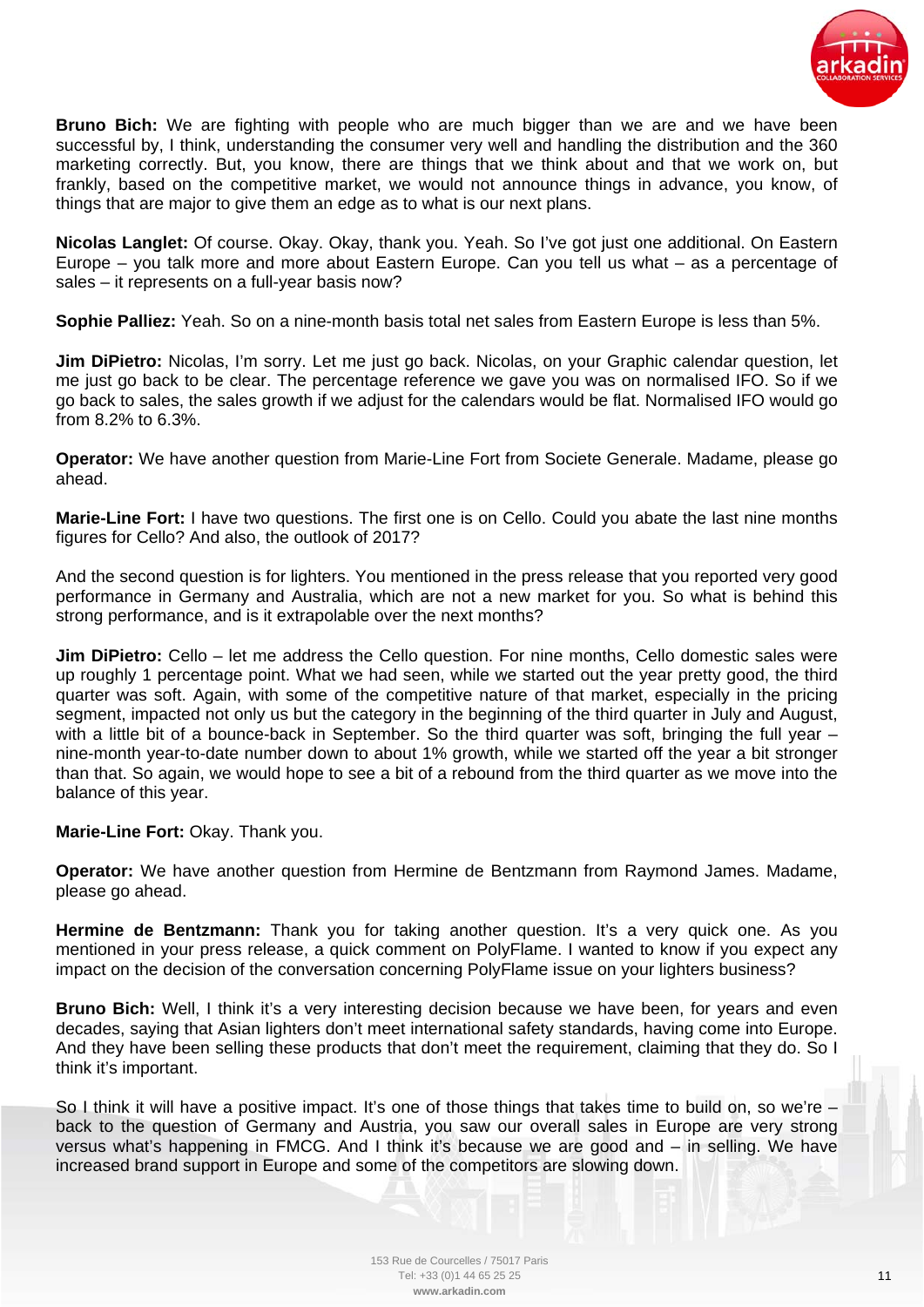**Bruno Bich:** We are fighting with people who are much bigger than we are and we have been successful by, I think, understanding the consumer very well and handling the distribution and the 360 marketing correctly. But, you know, there are things that we think about and that we work on, but frankly, based on the competitive market, we would not announce things in advance, you know, of things that are major to give them an edge as to what is our next plans.

**Nicolas Langlet:** Of course. Okay. Okay, thank you. Yeah. So I've got just one additional. On Eastern Europe – you talk more and more about Eastern Europe. Can you tell us what – as a percentage of sales – it represents on a full-year basis now?

**Sophie Palliez:** Yeah. So on a nine-month basis total net sales from Eastern Europe is less than 5%.

**Jim DiPietro:** Nicolas, I'm sorry. Let me just go back. Nicolas, on your Graphic calendar question, let me just go back to be clear. The percentage reference we gave you was on normalised IFO. So if we go back to sales, the sales growth if we adjust for the calendars would be flat. Normalised IFO would go from 8.2% to 6.3%.

**Operator:** We have another question from Marie-Line Fort from Societe Generale. Madame, please go ahead.

**Marie-Line Fort:** I have two questions. The first one is on Cello. Could you abate the last nine months figures for Cello? And also, the outlook of 2017?

And the second question is for lighters. You mentioned in the press release that you reported very good performance in Germany and Australia, which are not a new market for you. So what is behind this strong performance, and is it extrapolable over the next months?

**Jim DiPietro:** Cello – let me address the Cello question. For nine months, Cello domestic sales were up roughly 1 percentage point. What we had seen, while we started out the year pretty good, the third quarter was soft. Again, with some of the competitive nature of that market, especially in the pricing segment, impacted not only us but the category in the beginning of the third quarter in July and August, with a little bit of a bounce-back in September. So the third quarter was soft, bringing the full year – nine-month year-to-date number down to about 1% growth, while we started off the year a bit stronger than that. So again, we would hope to see a bit of a rebound from the third quarter as we move into the balance of this year.

**Marie-Line Fort:** Okay. Thank you.

**Operator:** We have another question from Hermine de Bentzmann from Raymond James. Madame, please go ahead.

**Hermine de Bentzmann:** Thank you for taking another question. It's a very quick one. As you mentioned in your press release, a quick comment on PolyFlame. I wanted to know if you expect any impact on the decision of the conversation concerning PolyFlame issue on your lighters business?

**Bruno Bich:** Well, I think it's a very interesting decision because we have been, for years and even decades, saying that Asian lighters don't meet international safety standards, having come into Europe. And they have been selling these products that don't meet the requirement, claiming that they do. So I think it's important.

So I think it will have a positive impact. It's one of those things that takes time to build on, so we're – back to the question of Germany and Austria, you saw our overall sales in Europe are very strong versus what's happening in FMCG. And I think it's because we are good and – in selling. We have increased brand support in Europe and some of the competitors are slowing down.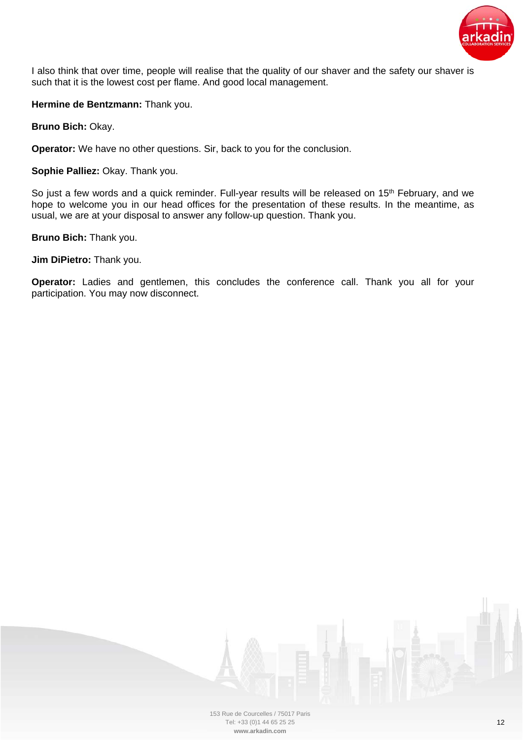I also think that over time, people will realise that the quality of our shaver and the safety our shaver is such that it is the lowest cost per flame. And good local management.

**Hermine de Bentzmann:** Thank you.

**Bruno Bich:** Okay.

**Operator:** We have no other questions. Sir, back to you for the conclusion.

**Sophie Palliez:** Okay. Thank you.

So just a few words and a quick reminder. Full-year results will be released on 15th February, and we hope to welcome you in our head offices for the presentation of these results. In the meantime, as usual, we are at your disposal to answer any follow-up question. Thank you.

**Bruno Bich:** Thank you.

**Jim DiPietro:** Thank you.

**Operator:** Ladies and gentlemen, this concludes the conference call. Thank you all for your participation. You may now disconnect.